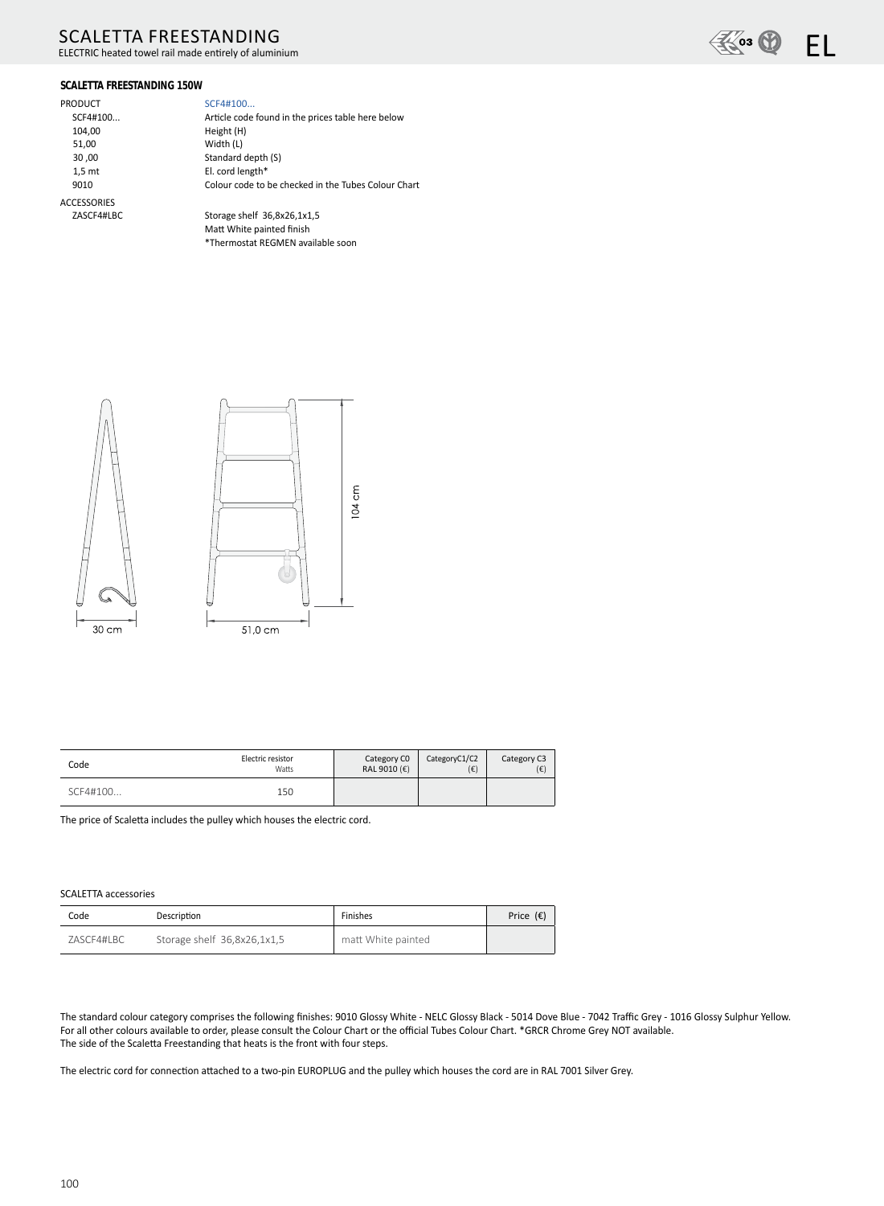# SCALETTA FREESTANDING

ELECTRIC heated towel rail made entirely of aluminium

EL

### SCALETTA FREESTANDING 150W

| PRODUCT | SCF4#100... |
|---|---|
| SCF4#100... | Article code found in the prices table here below |
| 104,00 | Height (H) |
| 51,00 | Width (L) |
| 30 ,00 | Standard depth (S) |
| 1,5 mt | El. cord length* |
| 9010 | Colour code to be checked in the Tubes Colour Chart |

| ACCESSORIES | |
|---|---|
| ZASCF4#LBC | Storage shelf 36,8x26,1x1,5 |
| | Matt White painted finish |
| | *Thermostat REGMEN available soon |

30 cm

51,0 cm

104 cm

| Code | Electric resistor Watts | Category C0 RAL 9010 (€) | CategoryC1/C2 (€) | Category C3 (€) |
|---|---|---|---|---|
| SCF4#100... | 150 | | | |

The price of Scaletta includes the pulley which houses the electric cord.

SCALETTA accessories

| Code | Description | Finishes | Price (€) |
|---|---|---|---|
| ZASCF4#LBC | Storage shelf 36,8x26,1x1,5 | matt White painted | |

The standard colour category comprises the following finishes: 9010 Glossy White - NELC Glossy Black - 5014 Dove Blue - 7042 Traffic Grey - 1016 Glossy Sulphur Yellow.
For all other colours available to order, please consult the Colour Chart or the official Tubes Colour Chart. *GRCR Chrome Grey NOT available.
The side of the Scaletta Freestanding that heats is the front with four steps.

The electric cord for connection attached to a two-pin EUROPLUG and the pulley which houses the cord are in RAL 7001 Silver Grey.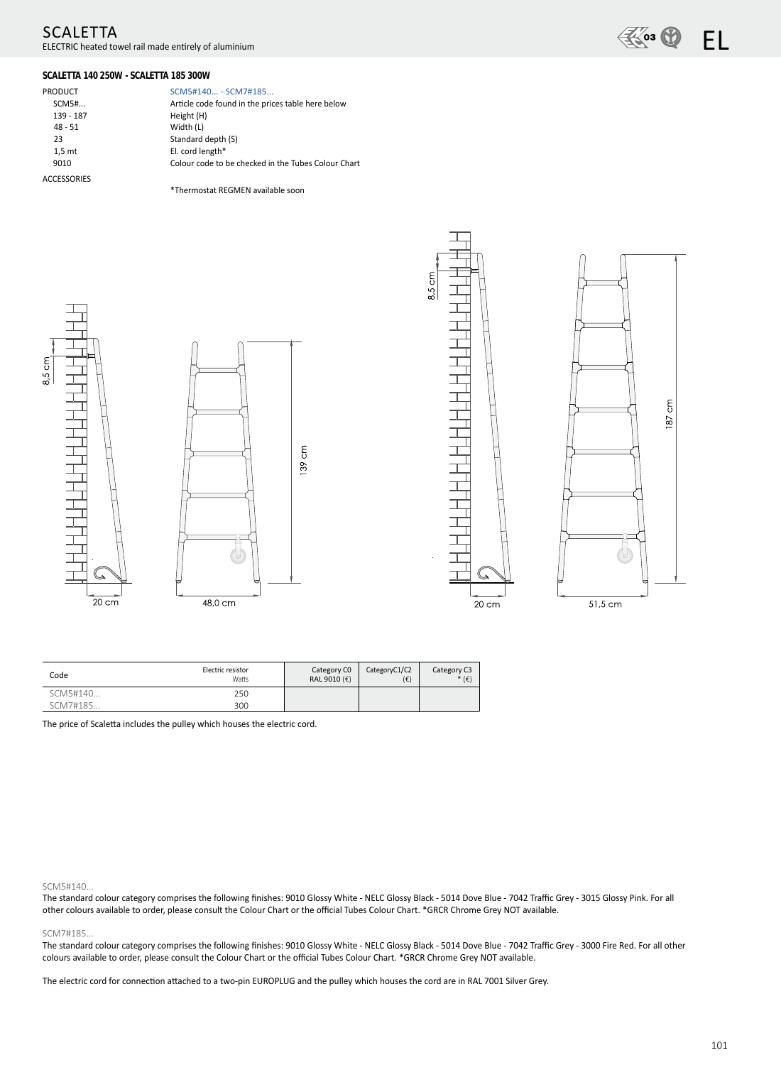# SCALETTA

ELECTRIC heated towel rail made entirely of aluminium

EL

### SCALETTA 140 250W - SCALETTA 185 300W

| | |
|---|---|
| PRODUCT | SCM5#140... - SCM7#185... |
| SCM5#... | Article code found in the prices table here below |
| 139 - 187 | Height (H) |
| 48 - 51 | Width (L) |
| 23 | Standard depth (S) |
| 1,5 mt | El. cord length* |
| 9010 | Colour code to be checked in the Tubes Colour Chart |
| ACCESSORIES | |

*Thermostat REGMEN available soon

8,5 cm
20 cm
48,0 cm
139 cm

8,5 cm
20 cm
51,5 cm
187 cm

| Code | Electric resistor Watts | Category C0 RAL 9010 (€) | CategoryC1/C2 (€) | Category C3 * (€) |
|---|---|---|---|---|
| SCM5#140... | 250 | | | |
| SCM7#185... | 300 | | | |

The price of Scaletta includes the pulley which houses the electric cord.

SCM5#140...

The standard colour category comprises the following finishes: 9010 Glossy White - NELC Glossy Black - 5014 Dove Blue - 7042 Traffic Grey - 3015 Glossy Pink. For all other colours available to order, please consult the Colour Chart or the official Tubes Colour Chart. *GRCR Chrome Grey NOT available.

SCM7#185...

The standard colour category comprises the following finishes: 9010 Glossy White - NELC Glossy Black - 5014 Dove Blue - 7042 Traffic Grey - 3000 Fire Red. For all other colours available to order, please consult the Colour Chart or the official Tubes Colour Chart. *GRCR Chrome Grey NOT available.

The electric cord for connection attached to a two-pin EUROPLUG and the pulley which houses the cord are in RAL 7001 Silver Grey.